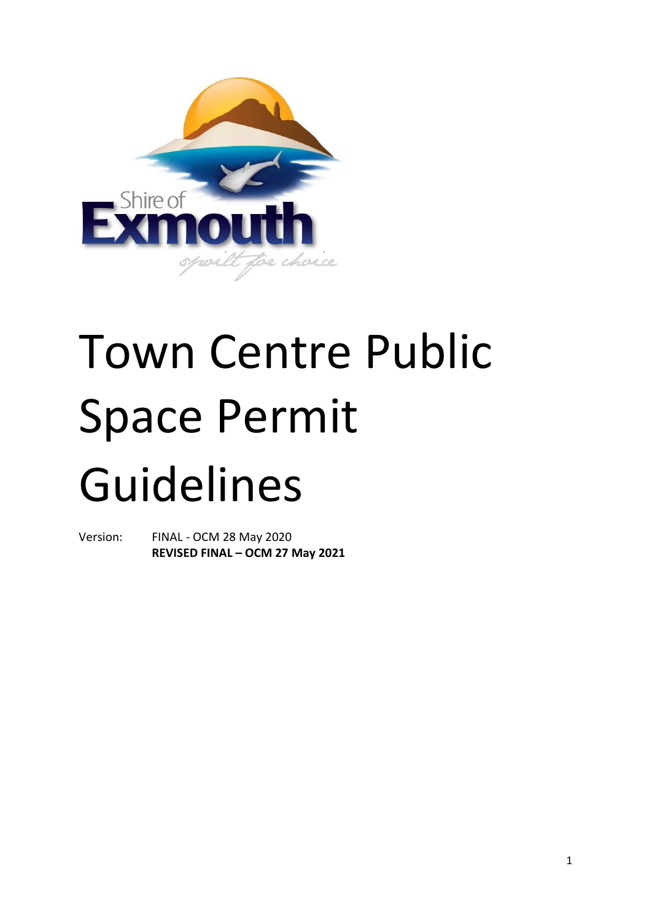# Town Centre Public Space Permit Guidelines

Version: FINAL - OCM 28 May 2020
**REVISED FINAL – OCM 27 May 2021**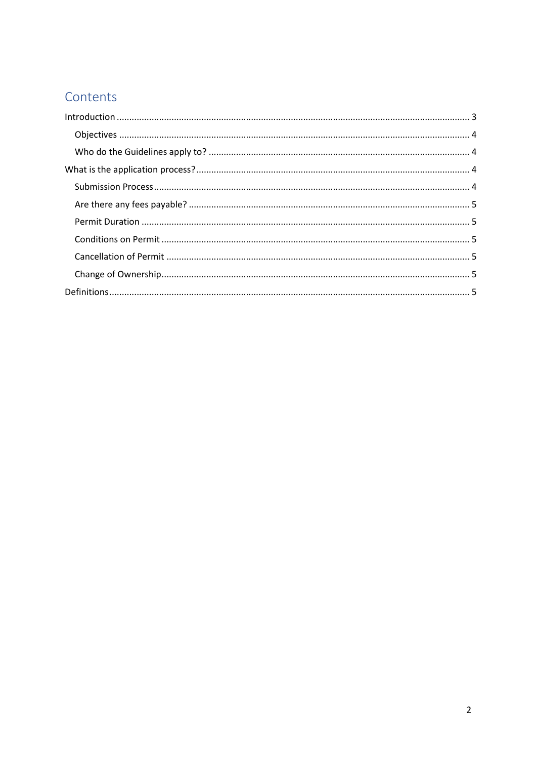# Contents

- Introduction ........ 3
  - Objectives ........ 4
  - Who do the Guidelines apply to? ........ 4
- What is the application process? ........ 4
  - Submission Process ........ 4
  - Are there any fees payable? ........ 5
  - Permit Duration ........ 5
  - Conditions on Permit ........ 5
  - Cancellation of Permit ........ 5
  - Change of Ownership ........ 5
- Definitions ........ 5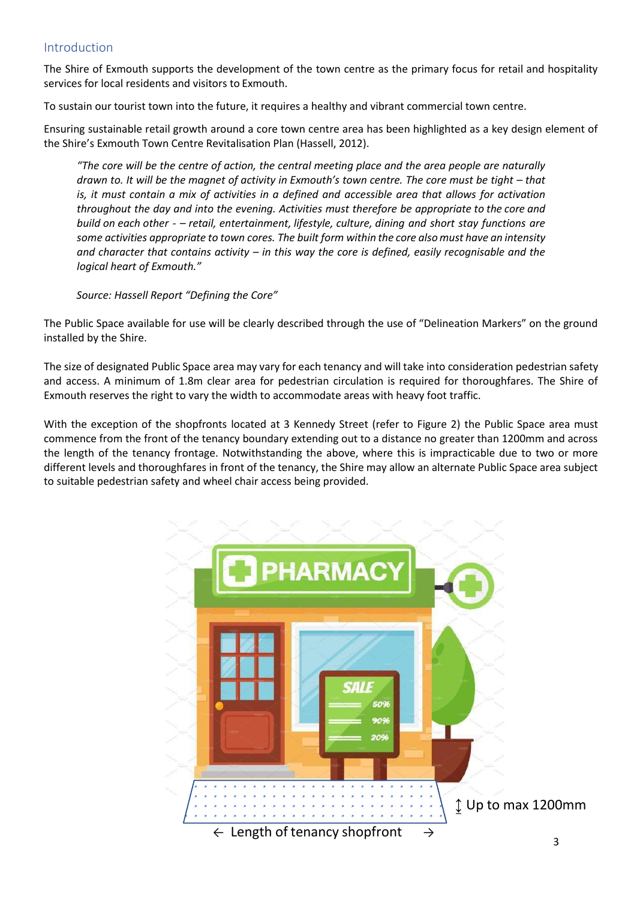## Introduction

The Shire of Exmouth supports the development of the town centre as the primary focus for retail and hospitality services for local residents and visitors to Exmouth.

To sustain our tourist town into the future, it requires a healthy and vibrant commercial town centre.

Ensuring sustainable retail growth around a core town centre area has been highlighted as a key design element of the Shire's Exmouth Town Centre Revitalisation Plan (Hassell, 2012).

> *"The core will be the centre of action, the central meeting place and the area people are naturally drawn to. It will be the magnet of activity in Exmouth's town centre. The core must be tight – that is, it must contain a mix of activities in a defined and accessible area that allows for activation throughout the day and into the evening. Activities must therefore be appropriate to the core and build on each other - – retail, entertainment, lifestyle, culture, dining and short stay functions are some activities appropriate to town cores. The built form within the core also must have an intensity and character that contains activity – in this way the core is defined, easily recognisable and the logical heart of Exmouth."*
>
> *Source: Hassell Report "Defining the Core"*

The Public Space available for use will be clearly described through the use of "Delineation Markers" on the ground installed by the Shire.

The size of designated Public Space area may vary for each tenancy and will take into consideration pedestrian safety and access. A minimum of 1.8m clear area for pedestrian circulation is required for thoroughfares. The Shire of Exmouth reserves the right to vary the width to accommodate areas with heavy foot traffic.

With the exception of the shopfronts located at 3 Kennedy Street (refer to Figure 2) the Public Space area must commence from the front of the tenancy boundary extending out to a distance no greater than 1200mm and across the length of the tenancy frontage. Notwithstanding the above, where this is impracticable due to two or more different levels and thoroughfares in front of the tenancy, the Shire may allow an alternate Public Space area subject to suitable pedestrian safety and wheel chair access being provided.

↕ Up to max 1200mm

← Length of tenancy shopfront →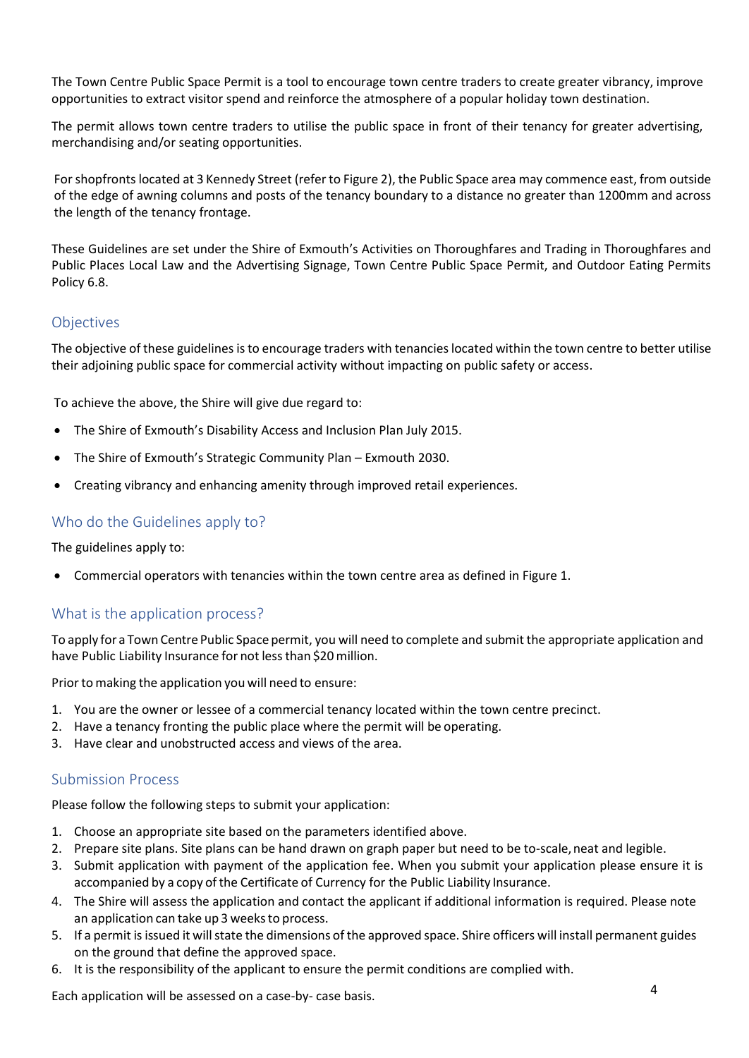The Town Centre Public Space Permit is a tool to encourage town centre traders to create greater vibrancy, improve opportunities to extract visitor spend and reinforce the atmosphere of a popular holiday town destination.

The permit allows town centre traders to utilise the public space in front of their tenancy for greater advertising, merchandising and/or seating opportunities.

For shopfronts located at 3 Kennedy Street (refer to Figure 2), the Public Space area may commence east, from outside of the edge of awning columns and posts of the tenancy boundary to a distance no greater than 1200mm and across the length of the tenancy frontage.

These Guidelines are set under the Shire of Exmouth's Activities on Thoroughfares and Trading in Thoroughfares and Public Places Local Law and the Advertising Signage, Town Centre Public Space Permit, and Outdoor Eating Permits Policy 6.8.

## Objectives

The objective of these guidelines is to encourage traders with tenancies located within the town centre to better utilise their adjoining public space for commercial activity without impacting on public safety or access.

To achieve the above, the Shire will give due regard to:

- The Shire of Exmouth's Disability Access and Inclusion Plan July 2015.
- The Shire of Exmouth's Strategic Community Plan – Exmouth 2030.
- Creating vibrancy and enhancing amenity through improved retail experiences.

## Who do the Guidelines apply to?

The guidelines apply to:

- Commercial operators with tenancies within the town centre area as defined in Figure 1.

## What is the application process?

To apply for a Town Centre Public Space permit, you will need to complete and submit the appropriate application and have Public Liability Insurance for not less than $20 million.

Prior to making the application you will need to ensure:

1. You are the owner or lessee of a commercial tenancy located within the town centre precinct.
2. Have a tenancy fronting the public place where the permit will be operating.
3. Have clear and unobstructed access and views of the area.

## Submission Process

Please follow the following steps to submit your application:

1. Choose an appropriate site based on the parameters identified above.
2. Prepare site plans. Site plans can be hand drawn on graph paper but need to be to-scale, neat and legible.
3. Submit application with payment of the application fee. When you submit your application please ensure it is accompanied by a copy of the Certificate of Currency for the Public Liability Insurance.
4. The Shire will assess the application and contact the applicant if additional information is required. Please note an application can take up 3 weeks to process.
5. If a permit is issued it will state the dimensions of the approved space. Shire officers will install permanent guides on the ground that define the approved space.
6. It is the responsibility of the applicant to ensure the permit conditions are complied with.

Each application will be assessed on a case-by- case basis.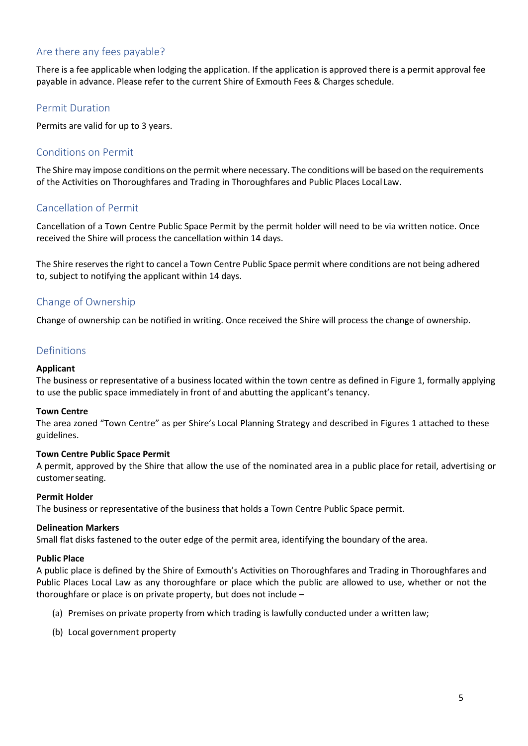## Are there any fees payable?

There is a fee applicable when lodging the application. If the application is approved there is a permit approval fee payable in advance. Please refer to the current Shire of Exmouth Fees & Charges schedule.

## Permit Duration

Permits are valid for up to 3 years.

## Conditions on Permit

The Shire may impose conditions on the permit where necessary. The conditions will be based on the requirements of the Activities on Thoroughfares and Trading in Thoroughfares and Public Places Local Law.

## Cancellation of Permit

Cancellation of a Town Centre Public Space Permit by the permit holder will need to be via written notice. Once received the Shire will process the cancellation within 14 days.

The Shire reserves the right to cancel a Town Centre Public Space permit where conditions are not being adhered to, subject to notifying the applicant within 14 days.

## Change of Ownership

Change of ownership can be notified in writing. Once received the Shire will process the change of ownership.

## Definitions

**Applicant**
The business or representative of a business located within the town centre as defined in Figure 1, formally applying to use the public space immediately in front of and abutting the applicant's tenancy.

**Town Centre**
The area zoned "Town Centre" as per Shire's Local Planning Strategy and described in Figures 1 attached to these guidelines.

**Town Centre Public Space Permit**
A permit, approved by the Shire that allow the use of the nominated area in a public place for retail, advertising or customer seating.

**Permit Holder**
The business or representative of the business that holds a Town Centre Public Space permit.

**Delineation Markers**
Small flat disks fastened to the outer edge of the permit area, identifying the boundary of the area.

**Public Place**
A public place is defined by the Shire of Exmouth's Activities on Thoroughfares and Trading in Thoroughfares and Public Places Local Law as any thoroughfare or place which the public are allowed to use, whether or not the thoroughfare or place is on private property, but does not include –

(a) Premises on private property from which trading is lawfully conducted under a written law;

(b) Local government property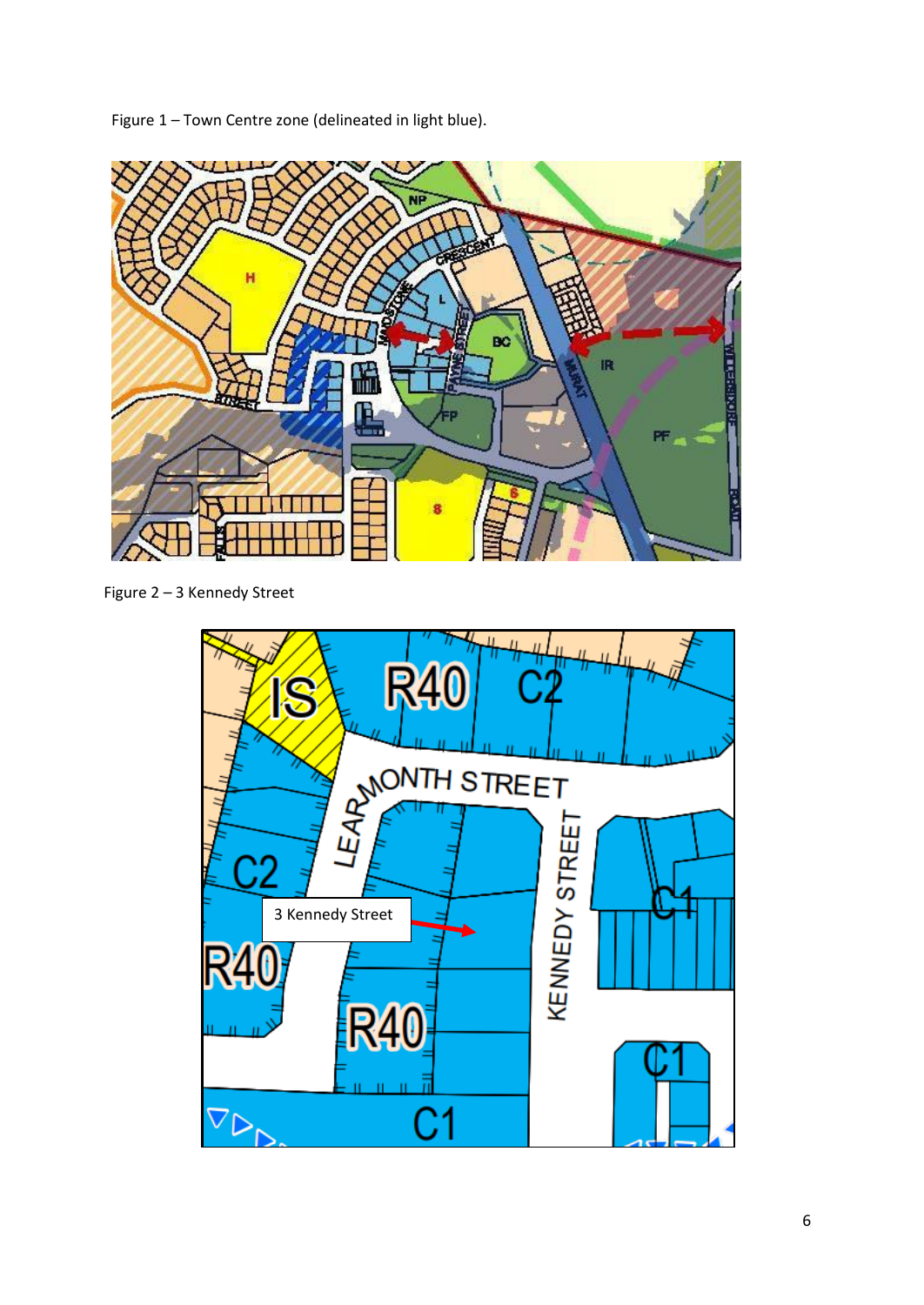Figure 1 – Town Centre zone (delineated in light blue).

Figure 2 – 3 Kennedy Street